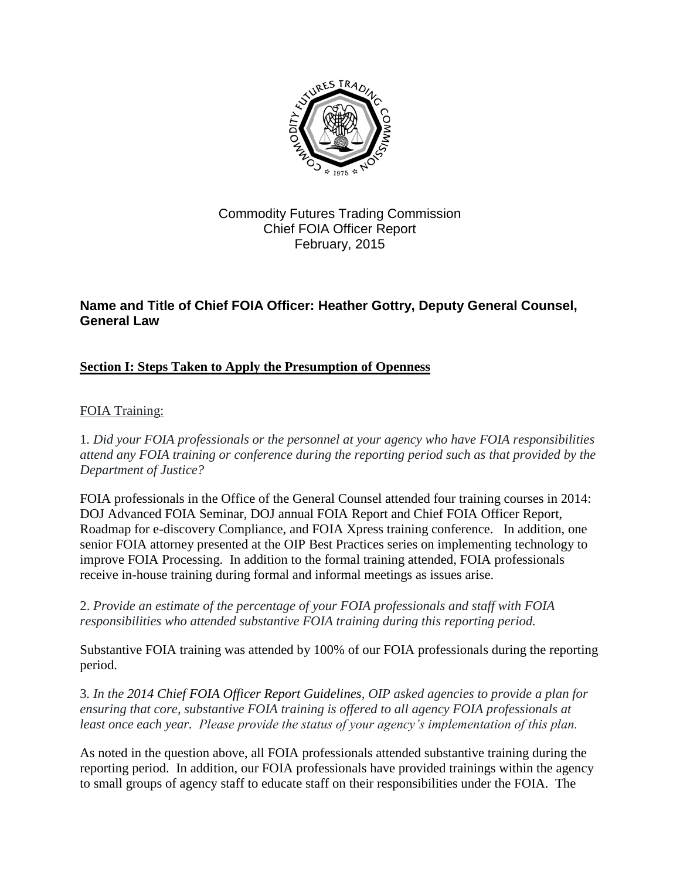Commodity Futures Trading Commission
Chief FOIA Officer Report
February, 2015

**Name and Title of Chief FOIA Officer: Heather Gottry, Deputy General Counsel, General Law**

## Section I: Steps Taken to Apply the Presumption of Openness

FOIA Training:

1. *Did your FOIA professionals or the personnel at your agency who have FOIA responsibilities attend any FOIA training or conference during the reporting period such as that provided by the Department of Justice?*

FOIA professionals in the Office of the General Counsel attended four training courses in 2014: DOJ Advanced FOIA Seminar, DOJ annual FOIA Report and Chief FOIA Officer Report, Roadmap for e-discovery Compliance, and FOIA Xpress training conference. In addition, one senior FOIA attorney presented at the OIP Best Practices series on implementing technology to improve FOIA Processing. In addition to the formal training attended, FOIA professionals receive in-house training during formal and informal meetings as issues arise.

2. *Provide an estimate of the percentage of your FOIA professionals and staff with FOIA responsibilities who attended substantive FOIA training during this reporting period.*

Substantive FOIA training was attended by 100% of our FOIA professionals during the reporting period.

3. *In the 2014 Chief FOIA Officer Report Guidelines, OIP asked agencies to provide a plan for ensuring that core, substantive FOIA training is offered to all agency FOIA professionals at least once each year. Please provide the status of your agency's implementation of this plan.*

As noted in the question above, all FOIA professionals attended substantive training during the reporting period. In addition, our FOIA professionals have provided trainings within the agency to small groups of agency staff to educate staff on their responsibilities under the FOIA. The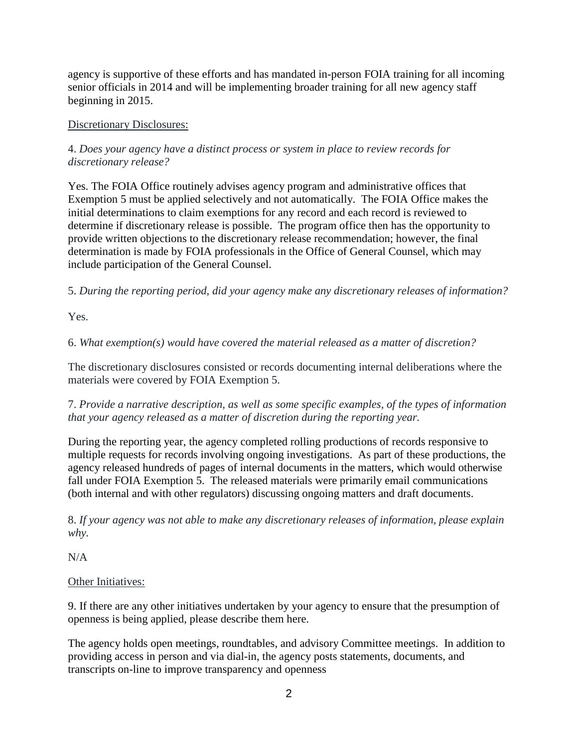agency is supportive of these efforts and has mandated in-person FOIA training for all incoming senior officials in 2014 and will be implementing broader training for all new agency staff beginning in 2015.

<u>Discretionary Disclosures:</u>

4. *Does your agency have a distinct process or system in place to review records for discretionary release?*

Yes. The FOIA Office routinely advises agency program and administrative offices that Exemption 5 must be applied selectively and not automatically. The FOIA Office makes the initial determinations to claim exemptions for any record and each record is reviewed to determine if discretionary release is possible. The program office then has the opportunity to provide written objections to the discretionary release recommendation; however, the final determination is made by FOIA professionals in the Office of General Counsel, which may include participation of the General Counsel.

5. *During the reporting period, did your agency make any discretionary releases of information?*

Yes.

6. *What exemption(s) would have covered the material released as a matter of discretion?*

The discretionary disclosures consisted or records documenting internal deliberations where the materials were covered by FOIA Exemption 5.

7. *Provide a narrative description, as well as some specific examples, of the types of information that your agency released as a matter of discretion during the reporting year.*

During the reporting year, the agency completed rolling productions of records responsive to multiple requests for records involving ongoing investigations. As part of these productions, the agency released hundreds of pages of internal documents in the matters, which would otherwise fall under FOIA Exemption 5. The released materials were primarily email communications (both internal and with other regulators) discussing ongoing matters and draft documents.

8. *If your agency was not able to make any discretionary releases of information, please explain why.*

N/A

<u>Other Initiatives:</u>

9. If there are any other initiatives undertaken by your agency to ensure that the presumption of openness is being applied, please describe them here.

The agency holds open meetings, roundtables, and advisory Committee meetings. In addition to providing access in person and via dial-in, the agency posts statements, documents, and transcripts on-line to improve transparency and openness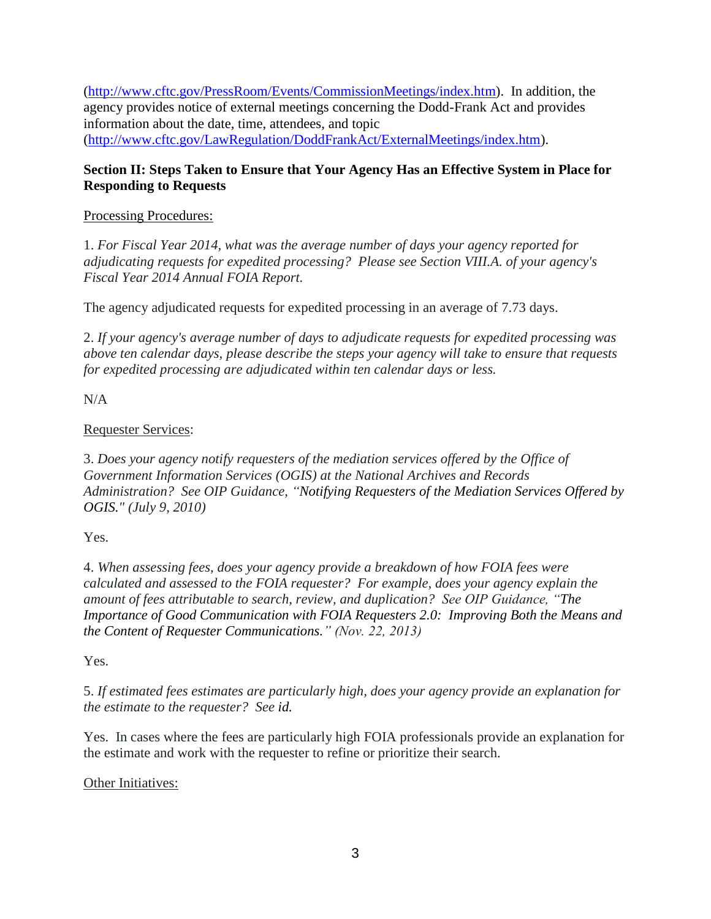(http://www.cftc.gov/PressRoom/Events/CommissionMeetings/index.htm). In addition, the agency provides notice of external meetings concerning the Dodd-Frank Act and provides information about the date, time, attendees, and topic (http://www.cftc.gov/LawRegulation/DoddFrankAct/ExternalMeetings/index.htm).

**Section II: Steps Taken to Ensure that Your Agency Has an Effective System in Place for Responding to Requests**

Processing Procedures:

1. *For Fiscal Year 2014, what was the average number of days your agency reported for adjudicating requests for expedited processing? Please see Section VIII.A. of your agency's Fiscal Year 2014 Annual FOIA Report.*

The agency adjudicated requests for expedited processing in an average of 7.73 days.

2. *If your agency's average number of days to adjudicate requests for expedited processing was above ten calendar days, please describe the steps your agency will take to ensure that requests for expedited processing are adjudicated within ten calendar days or less.*

N/A

Requester Services:

3. *Does your agency notify requesters of the mediation services offered by the Office of Government Information Services (OGIS) at the National Archives and Records Administration? See OIP Guidance, "Notifying Requesters of the Mediation Services Offered by OGIS." (July 9, 2010)*

Yes.

4. *When assessing fees, does your agency provide a breakdown of how FOIA fees were calculated and assessed to the FOIA requester? For example, does your agency explain the amount of fees attributable to search, review, and duplication? See OIP Guidance, "The Importance of Good Communication with FOIA Requesters 2.0: Improving Both the Means and the Content of Requester Communications." (Nov. 22, 2013)*

Yes.

5. *If estimated fees estimates are particularly high, does your agency provide an explanation for the estimate to the requester? See id.*

Yes. In cases where the fees are particularly high FOIA professionals provide an explanation for the estimate and work with the requester to refine or prioritize their search.

Other Initiatives: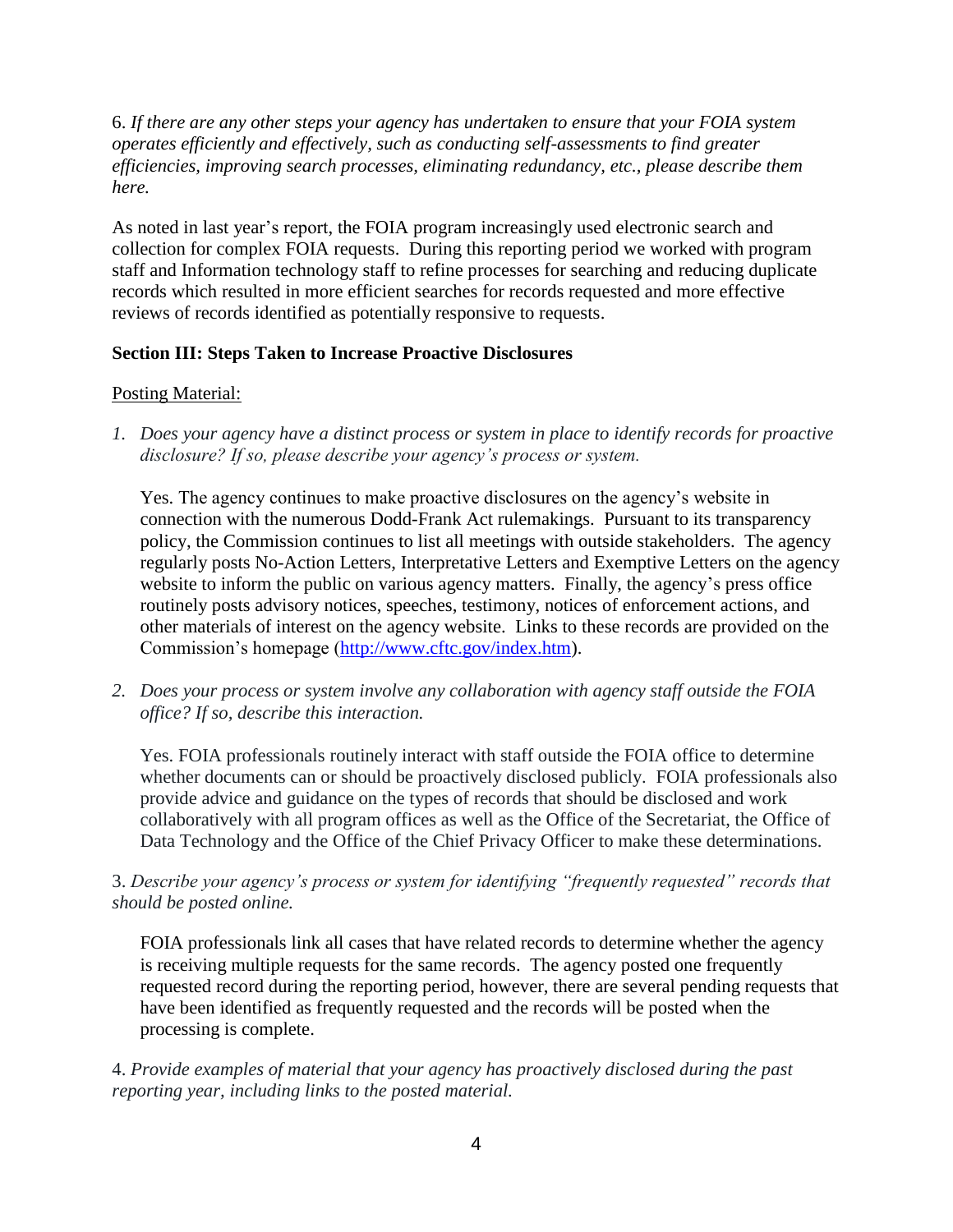6. *If there are any other steps your agency has undertaken to ensure that your FOIA system operates efficiently and effectively, such as conducting self-assessments to find greater efficiencies, improving search processes, eliminating redundancy, etc., please describe them here.*

As noted in last year's report, the FOIA program increasingly used electronic search and collection for complex FOIA requests. During this reporting period we worked with program staff and Information technology staff to refine processes for searching and reducing duplicate records which resulted in more efficient searches for records requested and more effective reviews of records identified as potentially responsive to requests.

**Section III: Steps Taken to Increase Proactive Disclosures**

Posting Material:

1. *Does your agency have a distinct process or system in place to identify records for proactive disclosure? If so, please describe your agency's process or system.*

   Yes. The agency continues to make proactive disclosures on the agency's website in connection with the numerous Dodd-Frank Act rulemakings. Pursuant to its transparency policy, the Commission continues to list all meetings with outside stakeholders. The agency regularly posts No-Action Letters, Interpretative Letters and Exemptive Letters on the agency website to inform the public on various agency matters. Finally, the agency's press office routinely posts advisory notices, speeches, testimony, notices of enforcement actions, and other materials of interest on the agency website. Links to these records are provided on the Commission's homepage (http://www.cftc.gov/index.htm).

2. *Does your process or system involve any collaboration with agency staff outside the FOIA office? If so, describe this interaction.*

   Yes. FOIA professionals routinely interact with staff outside the FOIA office to determine whether documents can or should be proactively disclosed publicly. FOIA professionals also provide advice and guidance on the types of records that should be disclosed and work collaboratively with all program offices as well as the Office of the Secretariat, the Office of Data Technology and the Office of the Chief Privacy Officer to make these determinations.

3. *Describe your agency's process or system for identifying "frequently requested" records that should be posted online.*

   FOIA professionals link all cases that have related records to determine whether the agency is receiving multiple requests for the same records. The agency posted one frequently requested record during the reporting period, however, there are several pending requests that have been identified as frequently requested and the records will be posted when the processing is complete.

4. *Provide examples of material that your agency has proactively disclosed during the past reporting year, including links to the posted material.*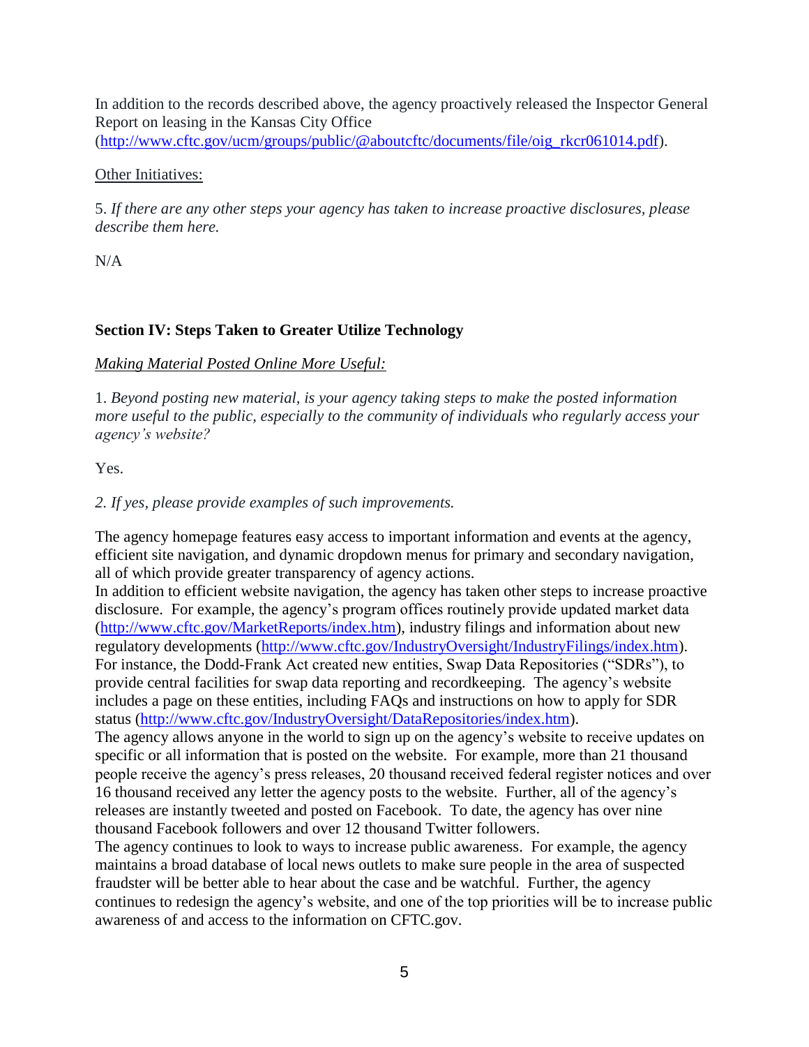In addition to the records described above, the agency proactively released the Inspector General Report on leasing in the Kansas City Office (http://www.cftc.gov/ucm/groups/public/@aboutcftc/documents/file/oig_rkcr061014.pdf).

<u>Other Initiatives:</u>

5. *If there are any other steps your agency has taken to increase proactive disclosures, please describe them here.*

N/A

## Section IV: Steps Taken to Greater Utilize Technology

*<u>Making Material Posted Online More Useful:</u>*

1. *Beyond posting new material, is your agency taking steps to make the posted information more useful to the public, especially to the community of individuals who regularly access your agency's website?*

Yes.

*2. If yes, please provide examples of such improvements.*

The agency homepage features easy access to important information and events at the agency, efficient site navigation, and dynamic dropdown menus for primary and secondary navigation, all of which provide greater transparency of agency actions.

In addition to efficient website navigation, the agency has taken other steps to increase proactive disclosure. For example, the agency's program offices routinely provide updated market data (http://www.cftc.gov/MarketReports/index.htm), industry filings and information about new regulatory developments (http://www.cftc.gov/IndustryOversight/IndustryFilings/index.htm). For instance, the Dodd-Frank Act created new entities, Swap Data Repositories ("SDRs"), to provide central facilities for swap data reporting and recordkeeping. The agency's website includes a page on these entities, including FAQs and instructions on how to apply for SDR status (http://www.cftc.gov/IndustryOversight/DataRepositories/index.htm).

The agency allows anyone in the world to sign up on the agency's website to receive updates on specific or all information that is posted on the website. For example, more than 21 thousand people receive the agency's press releases, 20 thousand received federal register notices and over 16 thousand received any letter the agency posts to the website. Further, all of the agency's releases are instantly tweeted and posted on Facebook. To date, the agency has over nine thousand Facebook followers and over 12 thousand Twitter followers.

The agency continues to look to ways to increase public awareness. For example, the agency maintains a broad database of local news outlets to make sure people in the area of suspected fraudster will be better able to hear about the case and be watchful. Further, the agency continues to redesign the agency's website, and one of the top priorities will be to increase public awareness of and access to the information on CFTC.gov.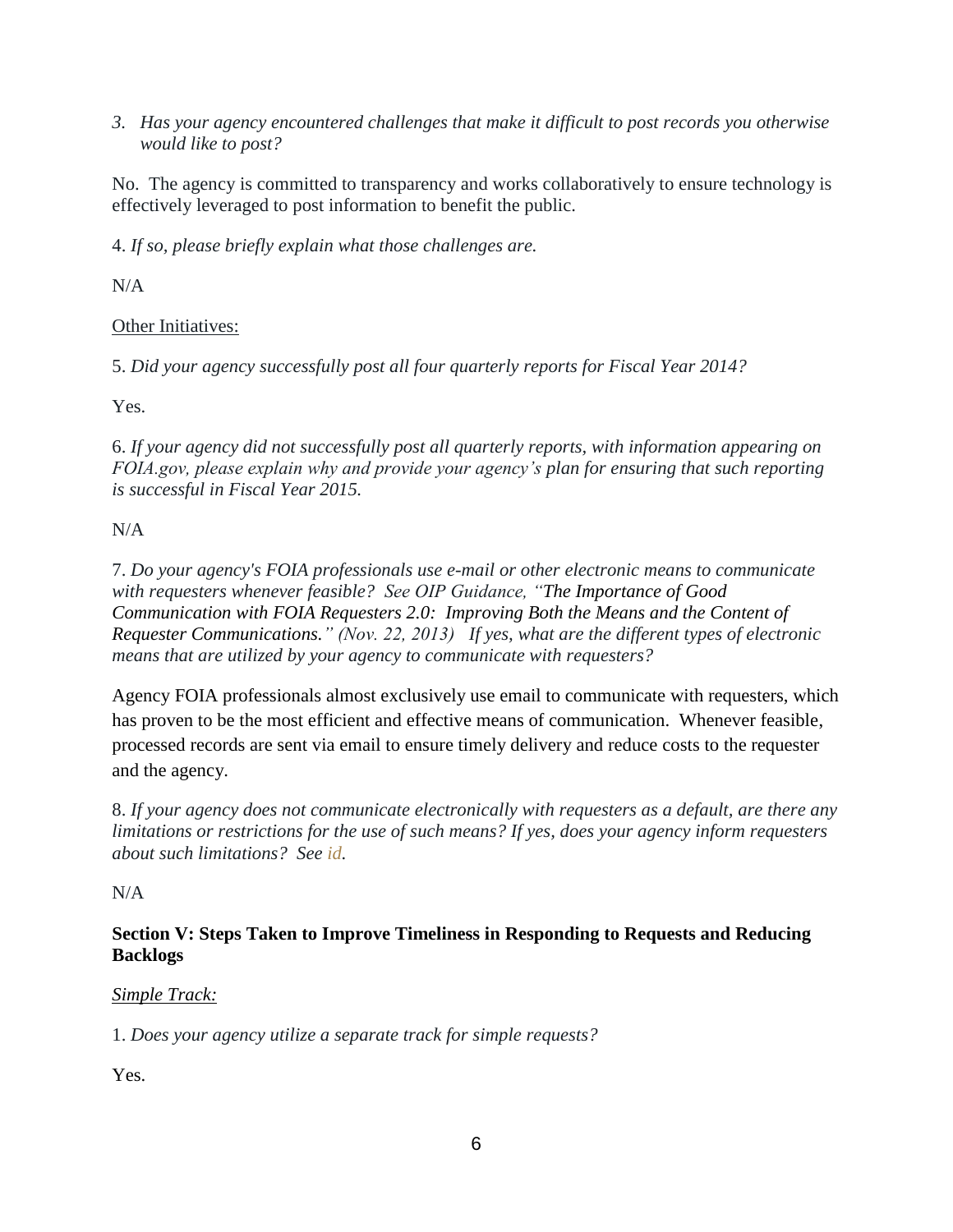3. *Has your agency encountered challenges that make it difficult to post records you otherwise would like to post?*

No. The agency is committed to transparency and works collaboratively to ensure technology is effectively leveraged to post information to benefit the public.

4. *If so, please briefly explain what those challenges are.*

N/A

Other Initiatives:

5. *Did your agency successfully post all four quarterly reports for Fiscal Year 2014?*

Yes.

6. *If your agency did not successfully post all quarterly reports, with information appearing on FOIA.gov, please explain why and provide your agency's plan for ensuring that such reporting is successful in Fiscal Year 2015.*

N/A

7. *Do your agency's FOIA professionals use e-mail or other electronic means to communicate with requesters whenever feasible? See OIP Guidance, "The Importance of Good Communication with FOIA Requesters 2.0: Improving Both the Means and the Content of Requester Communications." (Nov. 22, 2013) If yes, what are the different types of electronic means that are utilized by your agency to communicate with requesters?*

Agency FOIA professionals almost exclusively use email to communicate with requesters, which has proven to be the most efficient and effective means of communication. Whenever feasible, processed records are sent via email to ensure timely delivery and reduce costs to the requester and the agency.

8. *If your agency does not communicate electronically with requesters as a default, are there any limitations or restrictions for the use of such means? If yes, does your agency inform requesters about such limitations? See id.*

N/A

**Section V: Steps Taken to Improve Timeliness in Responding to Requests and Reducing Backlogs**

*Simple Track:*

1. *Does your agency utilize a separate track for simple requests?*

Yes.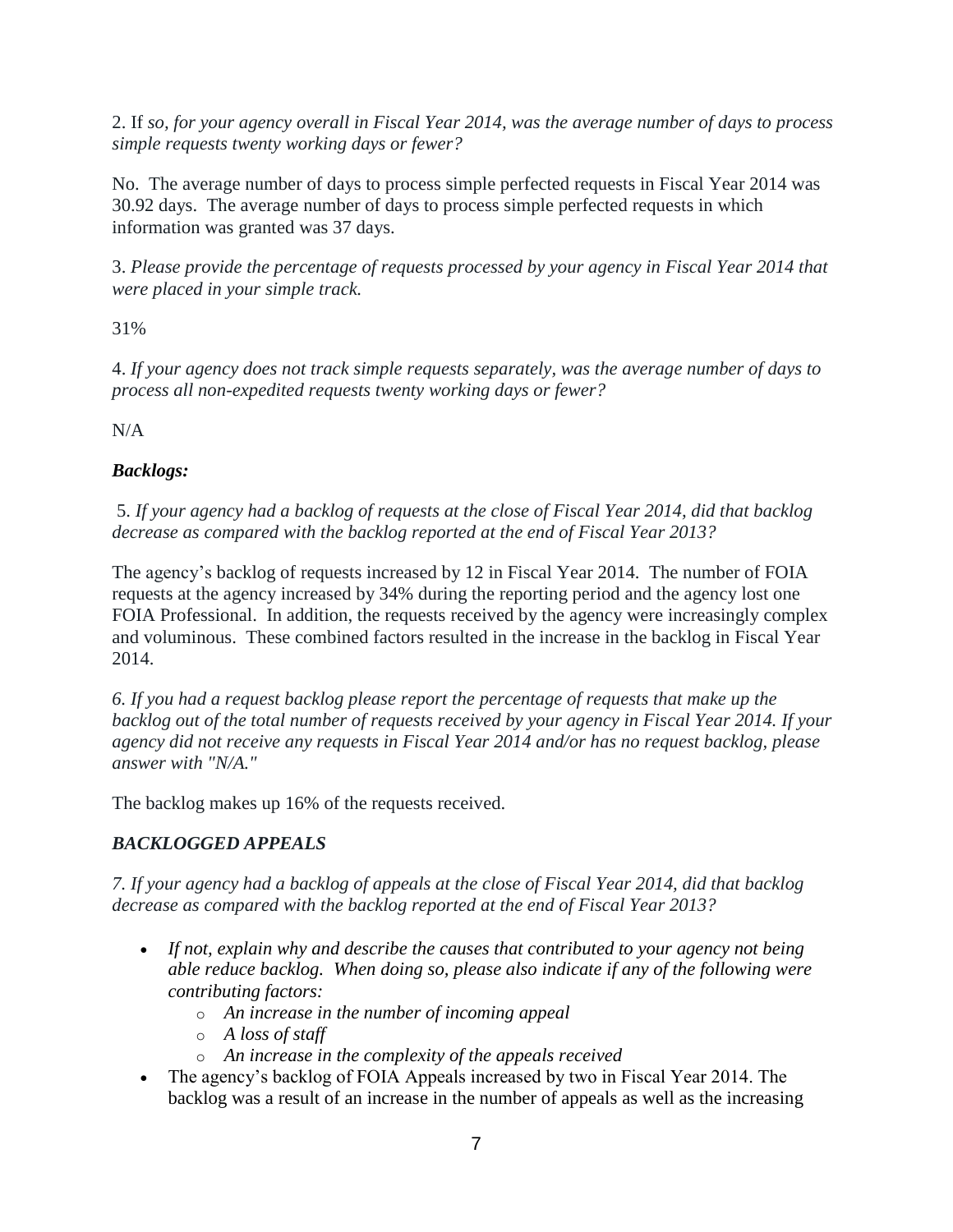2. If *so, for your agency overall in Fiscal Year 2014, was the average number of days to process simple requests twenty working days or fewer?*

No. The average number of days to process simple perfected requests in Fiscal Year 2014 was 30.92 days. The average number of days to process simple perfected requests in which information was granted was 37 days.

3. *Please provide the percentage of requests processed by your agency in Fiscal Year 2014 that were placed in your simple track.*

31%

4. *If your agency does not track simple requests separately, was the average number of days to process all non-expedited requests twenty working days or fewer?*

N/A

### *Backlogs:*

5. *If your agency had a backlog of requests at the close of Fiscal Year 2014, did that backlog decrease as compared with the backlog reported at the end of Fiscal Year 2013?*

The agency's backlog of requests increased by 12 in Fiscal Year 2014. The number of FOIA requests at the agency increased by 34% during the reporting period and the agency lost one FOIA Professional. In addition, the requests received by the agency were increasingly complex and voluminous. These combined factors resulted in the increase in the backlog in Fiscal Year 2014.

*6. If you had a request backlog please report the percentage of requests that make up the backlog out of the total number of requests received by your agency in Fiscal Year 2014. If your agency did not receive any requests in Fiscal Year 2014 and/or has no request backlog, please answer with "N/A."*

The backlog makes up 16% of the requests received.

### *BACKLOGGED APPEALS*

*7. If your agency had a backlog of appeals at the close of Fiscal Year 2014, did that backlog decrease as compared with the backlog reported at the end of Fiscal Year 2013?*

- *If not, explain why and describe the causes that contributed to your agency not being able reduce backlog. When doing so, please also indicate if any of the following were contributing factors:*
  - *An increase in the number of incoming appeal*
  - *A loss of staff*
  - *An increase in the complexity of the appeals received*
- The agency's backlog of FOIA Appeals increased by two in Fiscal Year 2014. The backlog was a result of an increase in the number of appeals as well as the increasing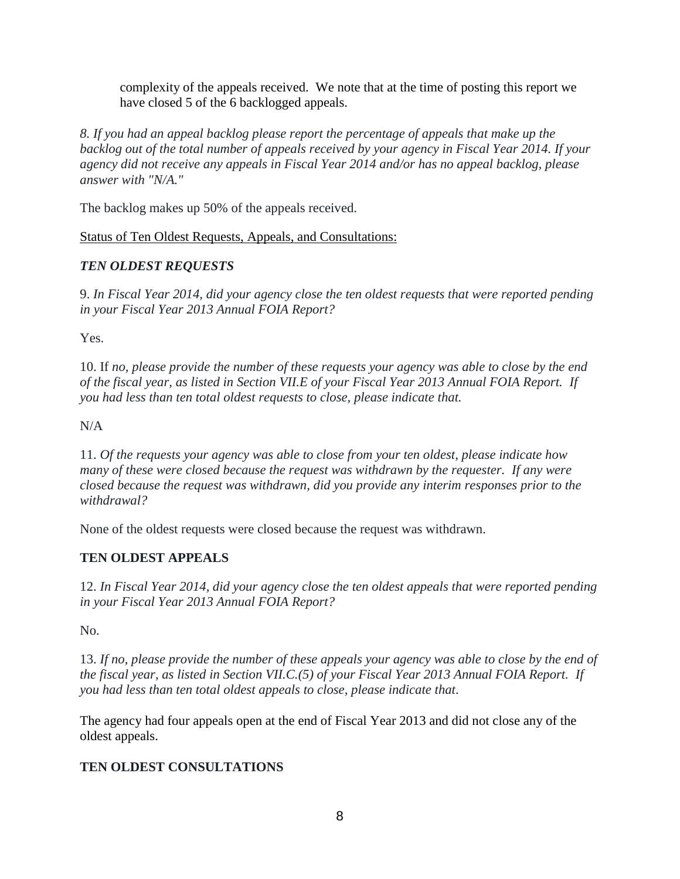complexity of the appeals received. We note that at the time of posting this report we have closed 5 of the 6 backlogged appeals.

*8. If you had an appeal backlog please report the percentage of appeals that make up the backlog out of the total number of appeals received by your agency in Fiscal Year 2014. If your agency did not receive any appeals in Fiscal Year 2014 and/or has no appeal backlog, please answer with "N/A."*

The backlog makes up 50% of the appeals received.

<u>Status of Ten Oldest Requests, Appeals, and Consultations:</u>

***TEN OLDEST REQUESTS***

9. *In Fiscal Year 2014, did your agency close the ten oldest requests that were reported pending in your Fiscal Year 2013 Annual FOIA Report?*

Yes.

10. If *no, please provide the number of these requests your agency was able to close by the end of the fiscal year, as listed in Section VII.E of your Fiscal Year 2013 Annual FOIA Report. If you had less than ten total oldest requests to close, please indicate that.*

N/A

11. *Of the requests your agency was able to close from your ten oldest, please indicate how many of these were closed because the request was withdrawn by the requester. If any were closed because the request was withdrawn, did you provide any interim responses prior to the withdrawal?*

None of the oldest requests were closed because the request was withdrawn.

**TEN OLDEST APPEALS**

12. *In Fiscal Year 2014, did your agency close the ten oldest appeals that were reported pending in your Fiscal Year 2013 Annual FOIA Report?*

No.

13. *If no, please provide the number of these appeals your agency was able to close by the end of the fiscal year, as listed in Section VII.C.(5) of your Fiscal Year 2013 Annual FOIA Report. If you had less than ten total oldest appeals to close, please indicate that*.

The agency had four appeals open at the end of Fiscal Year 2013 and did not close any of the oldest appeals.

**TEN OLDEST CONSULTATIONS**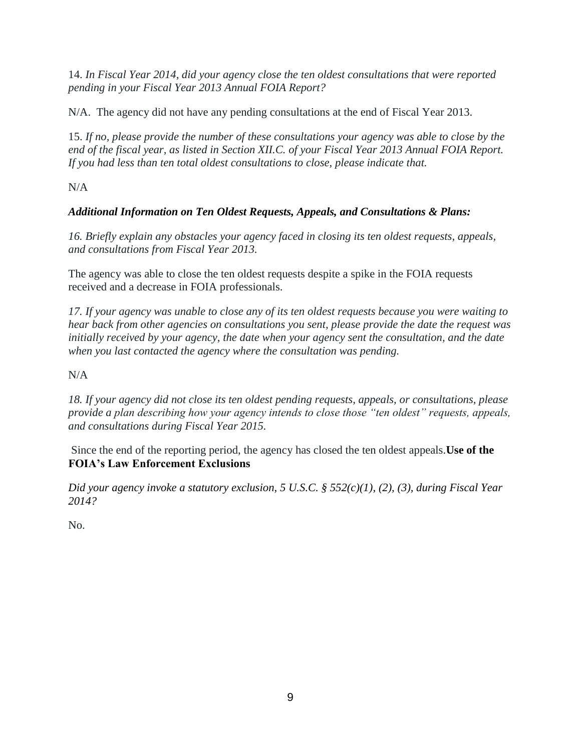14. *In Fiscal Year 2014, did your agency close the ten oldest consultations that were reported pending in your Fiscal Year 2013 Annual FOIA Report?*

N/A. The agency did not have any pending consultations at the end of Fiscal Year 2013.

15. *If no, please provide the number of these consultations your agency was able to close by the end of the fiscal year, as listed in Section XII.C. of your Fiscal Year 2013 Annual FOIA Report. If you had less than ten total oldest consultations to close, please indicate that.*

N/A

***Additional Information on Ten Oldest Requests, Appeals, and Consultations & Plans:***

*16. Briefly explain any obstacles your agency faced in closing its ten oldest requests, appeals, and consultations from Fiscal Year 2013.*

The agency was able to close the ten oldest requests despite a spike in the FOIA requests received and a decrease in FOIA professionals.

*17. If your agency was unable to close any of its ten oldest requests because you were waiting to hear back from other agencies on consultations you sent, please provide the date the request was initially received by your agency, the date when your agency sent the consultation, and the date when you last contacted the agency where the consultation was pending.*

N/A

*18. If your agency did not close its ten oldest pending requests, appeals, or consultations, please provide a plan describing how your agency intends to close those "ten oldest" requests, appeals, and consultations during Fiscal Year 2015.*

Since the end of the reporting period, the agency has closed the ten oldest appeals.

**Use of the FOIA's Law Enforcement Exclusions**

*Did your agency invoke a statutory exclusion, 5 U.S.C. § 552(c)(1), (2), (3), during Fiscal Year 2014?*

No.